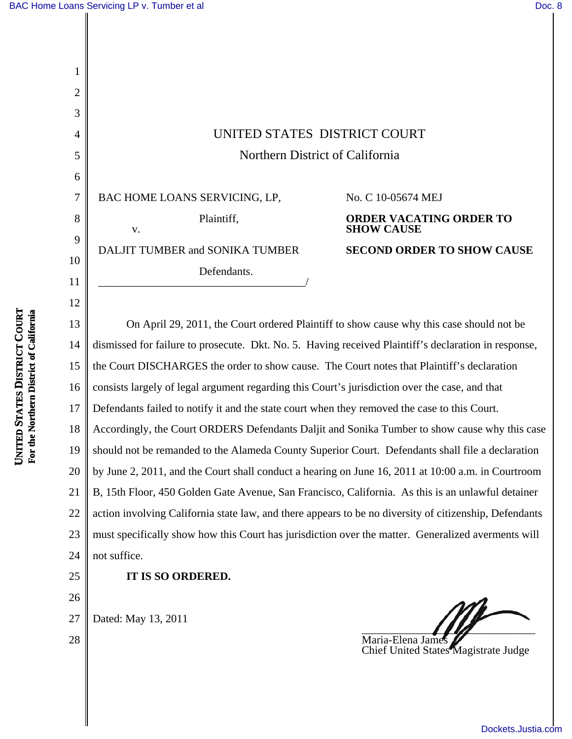# UNITED STATES DISTRICT COURT

## Northern District of California

BAC HOME LOANS SERVICING, LP,

Plaintiff,

v.

DALJIT TUMBER and SONIKA TUMBER

Defendants.

_____________________________________/

No. C 10-05674 MEJ

**ORDER VACATING ORDER TO SHOW CAUSE**

**SECOND ORDER TO SHOW CAUSE**

On April 29, 2011, the Court ordered Plaintiff to show cause why this case should not be dismissed for failure to prosecute. Dkt. No. 5. Having received Plaintiff's declaration in response, the Court DISCHARGES the order to show cause. The Court notes that Plaintiff's declaration consists largely of legal argument regarding this Court's jurisdiction over the case, and that Defendants failed to notify it and the state court when they removed the case to this Court. Accordingly, the Court ORDERS Defendants Daljit and Sonika Tumber to show cause why this case should not be remanded to the Alameda County Superior Court. Defendants shall file a declaration by June 2, 2011, and the Court shall conduct a hearing on June 16, 2011 at 10:00 a.m. in Courtroom B, 15th Floor, 450 Golden Gate Avenue, San Francisco, California. As this is an unlawful detainer action involving California state law, and there appears to be no diversity of citizenship, Defendants must specifically show how this Court has jurisdiction over the matter. Generalized averments will not suffice.

**IT IS SO ORDERED.**

Dated: May 13, 2011

_______________________________

Maria-Elena James
Chief United States Magistrate Judge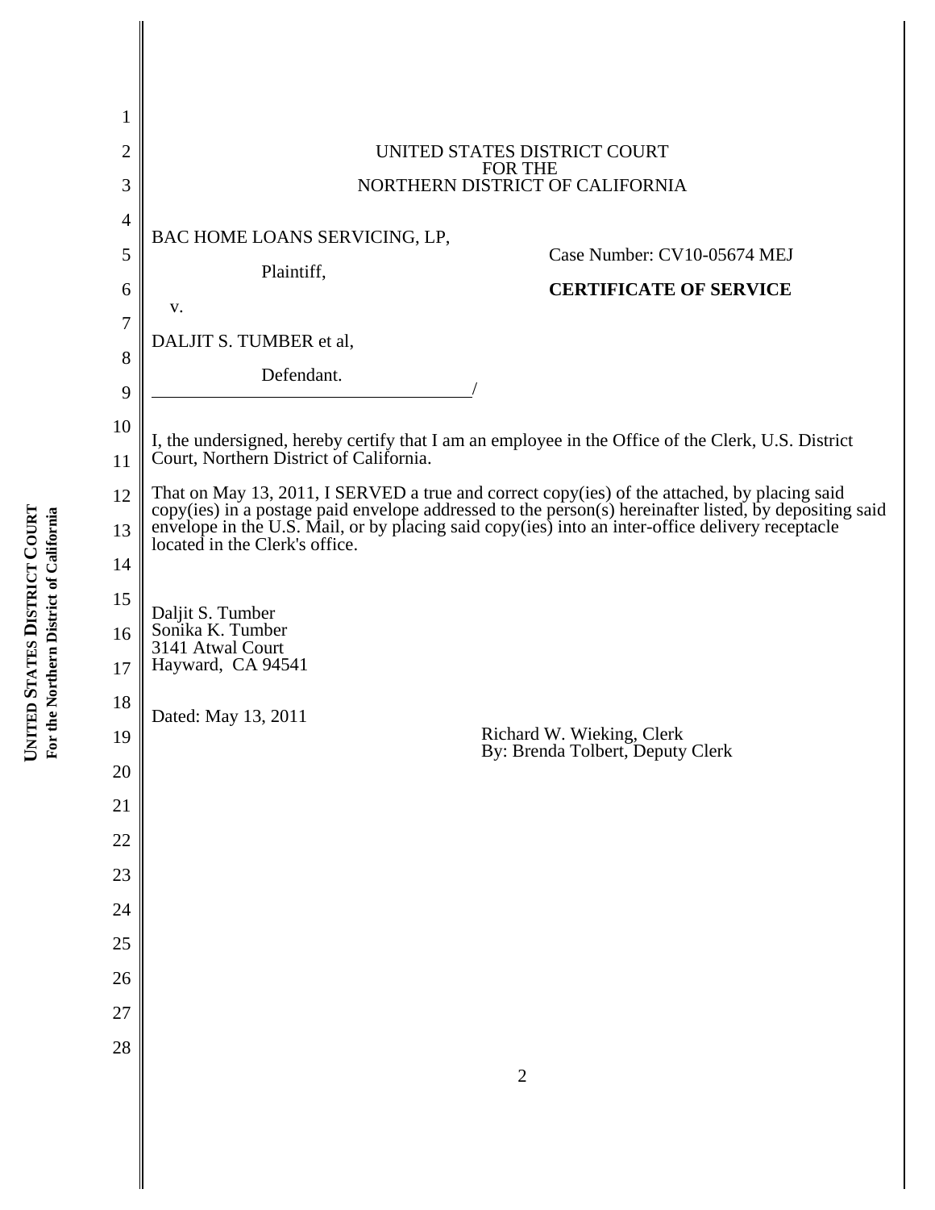UNITED STATES DISTRICT COURT
FOR THE
NORTHERN DISTRICT OF CALIFORNIA

BAC HOME LOANS SERVICING, LP,

Plaintiff,

v.

DALJIT S. TUMBER et al,

Defendant.
______________________________________/

Case Number: CV10-05674 MEJ

**CERTIFICATE OF SERVICE**

I, the undersigned, hereby certify that I am an employee in the Office of the Clerk, U.S. District Court, Northern District of California.

That on May 13, 2011, I SERVED a true and correct copy(ies) of the attached, by placing said copy(ies) in a postage paid envelope addressed to the person(s) hereinafter listed, by depositing said envelope in the U.S. Mail, or by placing said copy(ies) into an inter-office delivery receptacle located in the Clerk's office.

Daljit S. Tumber
Sonika K. Tumber
3141 Atwal Court
Hayward, CA 94541

Dated: May 13, 2011

Richard W. Wieking, Clerk
By: Brenda Tolbert, Deputy Clerk